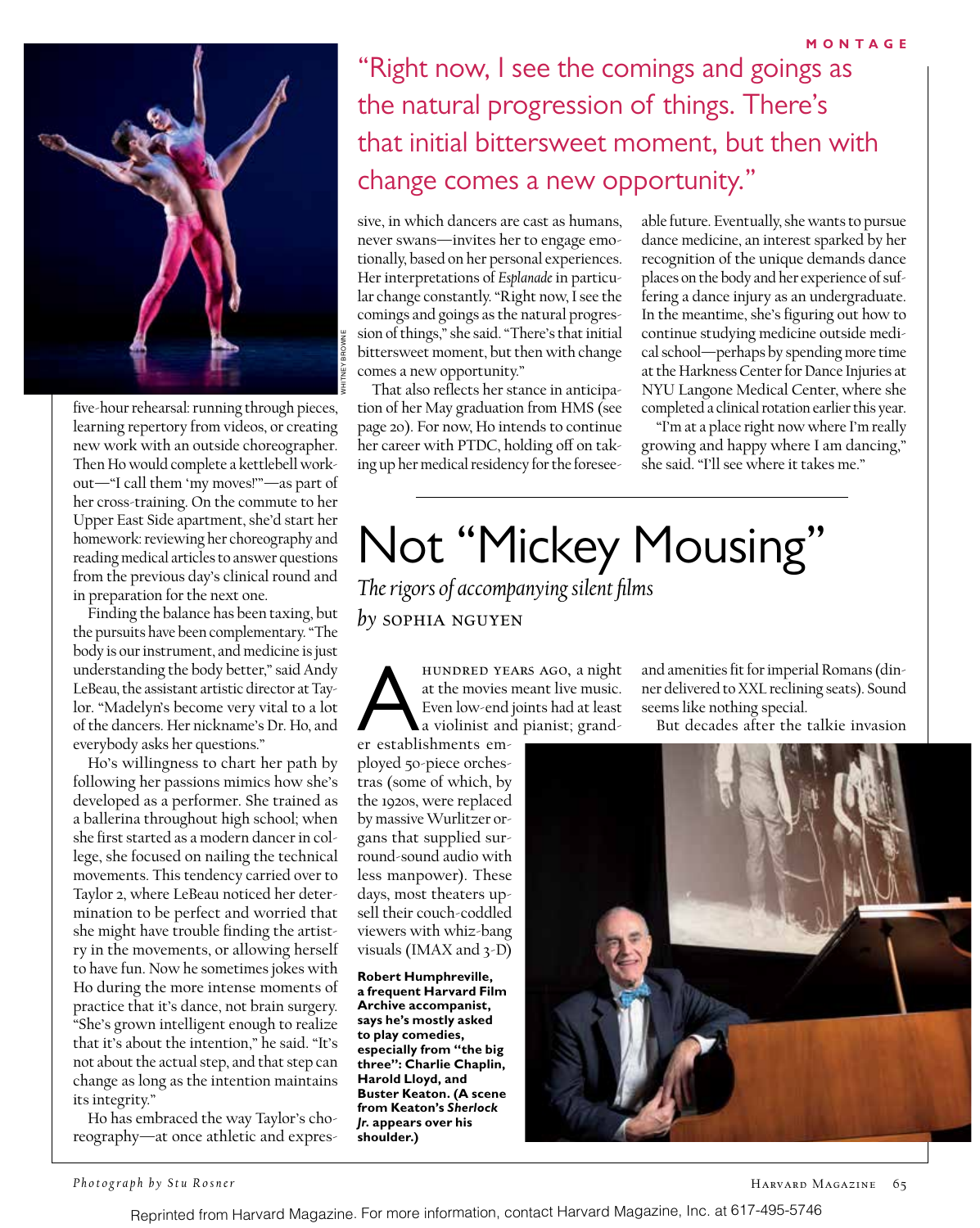five-hour rehearsal: running through pieces, learning repertory from videos, or creating new work with an outside choreographer. Then Ho would complete a kettlebell workout—"I call them 'my moves!'"—as part of her cross-training. On the commute to her Upper East Side apartment, she'd start her homework: reviewing her choreography and reading medical articles to answer questions from the previous day's clinical round and in preparation for the next one.

Finding the balance has been taxing, but the pursuits have been complementary. "The body is our instrument, and medicine is just understanding the body better," said Andy LeBeau, the assistant artistic director at Taylor. "Madelyn's become very vital to a lot of the dancers. Her nickname's Dr. Ho, and everybody asks her questions."

Ho's willingness to chart her path by following her passions mimics how she's developed as a performer. She trained as a ballerina throughout high school; when she first started as a modern dancer in college, she focused on nailing the technical movements. This tendency carried over to Taylor 2, where LeBeau noticed her determination to be perfect and worried that she might have trouble finding the artistry in the movements, or allowing herself to have fun. Now he sometimes jokes with Ho during the more intense moments of practice that it's dance, not brain surgery. "She's grown intelligent enough to realize that it's about the intention," he said. "It's not about the actual step, and that step can change as long as the intention maintains its integrity."

Ho has embraced the way Taylor's choreography—at once athletic and expressive, in which dancers are cast as humans, never swans—invites her to engage emotionally, based on her personal experiences. Her interpretations of *Esplanade* in particular change constantly. "Right now, I see the comings and goings as the natural progression of things," she said. "There's that initial bittersweet moment, but then with change comes a new opportunity."

> "Right now, I see the comings and goings as the natural progression of things. There's that initial bittersweet moment, but then with change comes a new opportunity."

That also reflects her stance in anticipation of her May graduation from HMS (see page 20). For now, Ho intends to continue her career with PTDC, holding off on taking up her medical residency for the foreseeable future. Eventually, she wants to pursue dance medicine, an interest sparked by her recognition of the unique demands dance places on the body and her experience of suffering a dance injury as an undergraduate. In the meantime, she's figuring out how to continue studying medicine outside medical school—perhaps by spending more time at the Harkness Center for Dance Injuries at NYU Langone Medical Center, where she completed a clinical rotation earlier this year.

"I'm at a place right now where I'm really growing and happy where I am dancing," she said. "I'll see where it takes me."

---

# Not "Mickey Mousing"

*The rigors of accompanying silent films*

*by* SOPHIA NGUYEN

A HUNDRED YEARS AGO, a night at the movies meant live music. Even low-end joints had at least a violinist and pianist; grander establishments employed 50-piece orchestras (some of which, by the 1920s, were replaced by massive Wurlitzer organs that supplied surround-sound audio with less manpower). These days, most theaters upsell their couch-coddled viewers with whiz-bang visuals (IMAX and 3-D) and amenities fit for imperial Romans (dinner delivered to XXL reclining seats). Sound seems like nothing special.

But decades after the talkie invasion

**Robert Humphreville, a frequent Harvard Film Archive accompanist, says he's mostly asked to play comedies, especially from "the big three": Charlie Chaplin, Harold Lloyd, and Buster Keaton. (A scene from Keaton's *Sherlock Jr.* appears over his shoulder.)**

*Photograph by Stu Rosner*

Reprinted from Harvard Magazine. For more information, contact Harvard Magazine, Inc. at 617-495-5746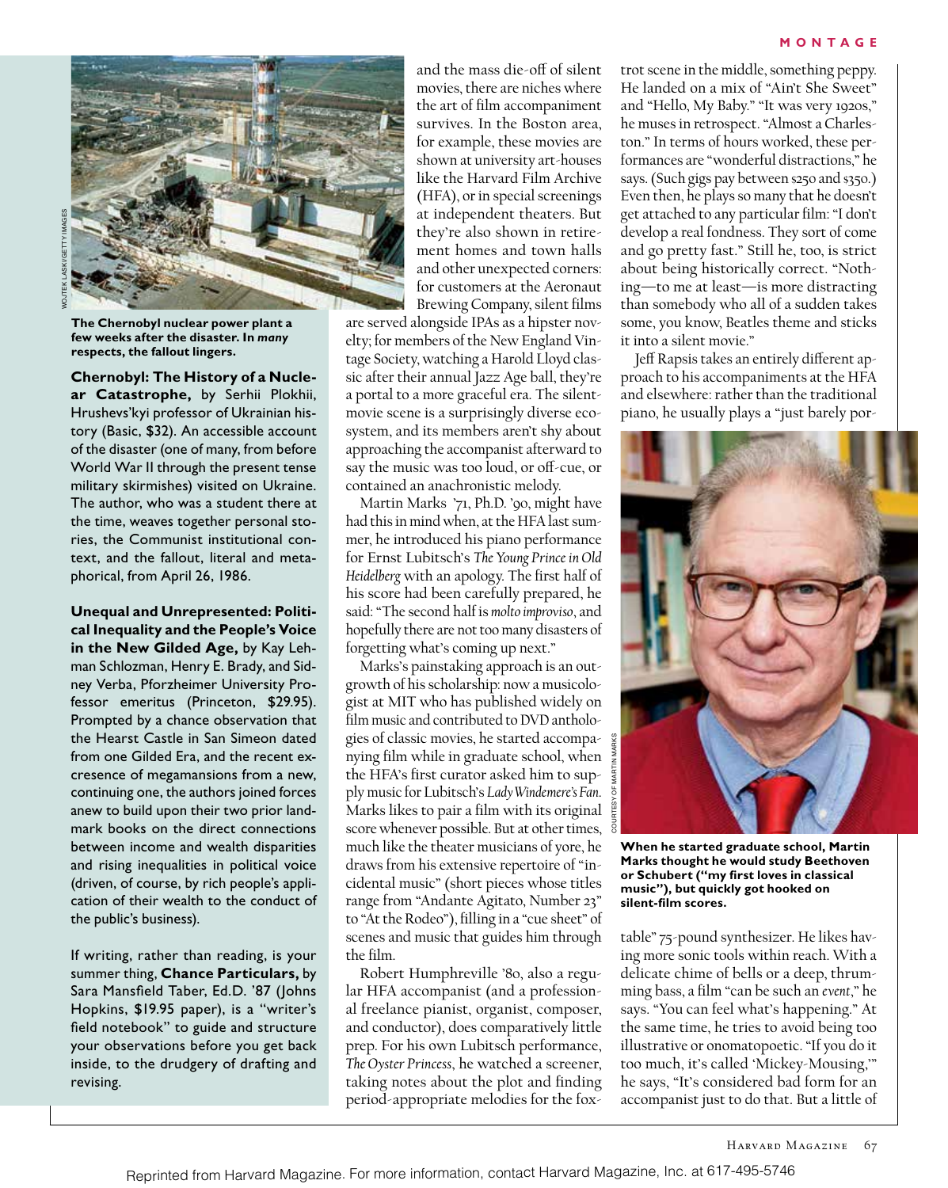The Chernobyl nuclear power plant a few weeks after the disaster. In *many* respects, the fallout lingers.

**Chernobyl: The History of a Nuclear Catastrophe,** by Serhii Plokhii, Hrushevs'kyi professor of Ukrainian history (Basic, $32). An accessible account of the disaster (one of many, from before World War II through the present tense military skirmishes) visited on Ukraine. The author, who was a student there at the time, weaves together personal stories, the Communist institutional context, and the fallout, literal and metaphorical, from April 26, 1986.

**Unequal and Unrepresented: Political Inequality and the People's Voice in the New Gilded Age,** by Kay Lehman Schlozman, Henry E. Brady, and Sidney Verba, Pforzheimer University Professor emeritus (Princeton, $29.95). Prompted by a chance observation that the Hearst Castle in San Simeon dated from one Gilded Era, and the recent excresence of megamansions from a new, continuing one, the authors joined forces anew to build upon their two prior landmark books on the direct connections between income and wealth disparities and rising inequalities in political voice (driven, of course, by rich people's application of their wealth to the conduct of the public's business).

If writing, rather than reading, is your summer thing, **Chance Particulars,** by Sara Mansfield Taber, Ed.D. '87 (Johns Hopkins, $19.95 paper), is a "writer's field notebook" to guide and structure your observations before you get back inside, to the drudgery of drafting and revising.

and the mass die-off of silent movies, there are niches where the art of film accompaniment survives. In the Boston area, for example, these movies are shown at university art-houses like the Harvard Film Archive (HFA), or in special screenings at independent theaters. But they're also shown in retirement homes and town halls and other unexpected corners: for customers at the Aeronaut Brewing Company, silent films are served alongside IPAs as a hipster novelty; for members of the New England Vintage Society, watching a Harold Lloyd classic after their annual Jazz Age ball, they're a portal to a more graceful era. The silent-movie scene is a surprisingly diverse ecosystem, and its members aren't shy about approaching the accompanist afterward to say the music was too loud, or off-cue, or contained an anachronistic melody.

Martin Marks '71, Ph.D. '90, might have had this in mind when, at the HFA last summer, he introduced his piano performance for Ernst Lubitsch's *The Young Prince in Old Heidelberg* with an apology. The first half of his score had been carefully prepared, he said: "The second half is *molto improviso*, and hopefully there are not too many disasters of forgetting what's coming up next."

Marks's painstaking approach is an outgrowth of his scholarship: now a musicologist at MIT who has published widely on film music and contributed to DVD anthologies of classic movies, he started accompanying film while in graduate school, when the HFA's first curator asked him to supply music for Lubitsch's *Lady Windemere's Fan*. Marks likes to pair a film with its original score whenever possible. But at other times, much like the theater musicians of yore, he draws from his extensive repertoire of "incidental music" (short pieces whose titles range from "Andante Agitato, Number 23" to "At the Rodeo"), filling in a "cue sheet" of scenes and music that guides him through the film.

Robert Humphreville '80, also a regular HFA accompanist (and a professional freelance pianist, organist, composer, and conductor), does comparatively little prep. For his own Lubitsch performance, *The Oyster Princess*, he watched a screener, taking notes about the plot and finding period-appropriate melodies for the fox-trot scene in the middle, something peppy. He landed on a mix of "Ain't She Sweet" and "Hello, My Baby." "It was very 1920s," he muses in retrospect. "Almost a Charleston." In terms of hours worked, these performances are "wonderful distractions," he says. (Such gigs pay between $250 and $350.) Even then, he plays so many that he doesn't get attached to any particular film: "I don't develop a real fondness. They sort of come and go pretty fast." Still he, too, is strict about being historically correct. "Nothing—to me at least—is more distracting than somebody who all of a sudden takes some, you know, Beatles theme and sticks it into a silent movie."

Jeff Rapsis takes an entirely different approach to his accompaniments at the HFA and elsewhere: rather than the traditional piano, he usually plays a "just barely portable" 75-pound synthesizer. He likes having more sonic tools within reach. With a delicate chime of bells or a deep, thrumming bass, a film "can be such an *event*," he says. "You can feel what's happening." At the same time, he tries to avoid being too illustrative or onomatopoetic. "If you do it too much, it's called 'Mickey-Mousing,'" he says, "It's considered bad form for an accompanist just to do that. But a little of

When he started graduate school, Martin Marks thought he would study Beethoven or Schubert ("my first loves in classical music"), but quickly got hooked on silent-film scores.

Reprinted from Harvard Magazine. For more information, contact Harvard Magazine, Inc. at 617-495-5746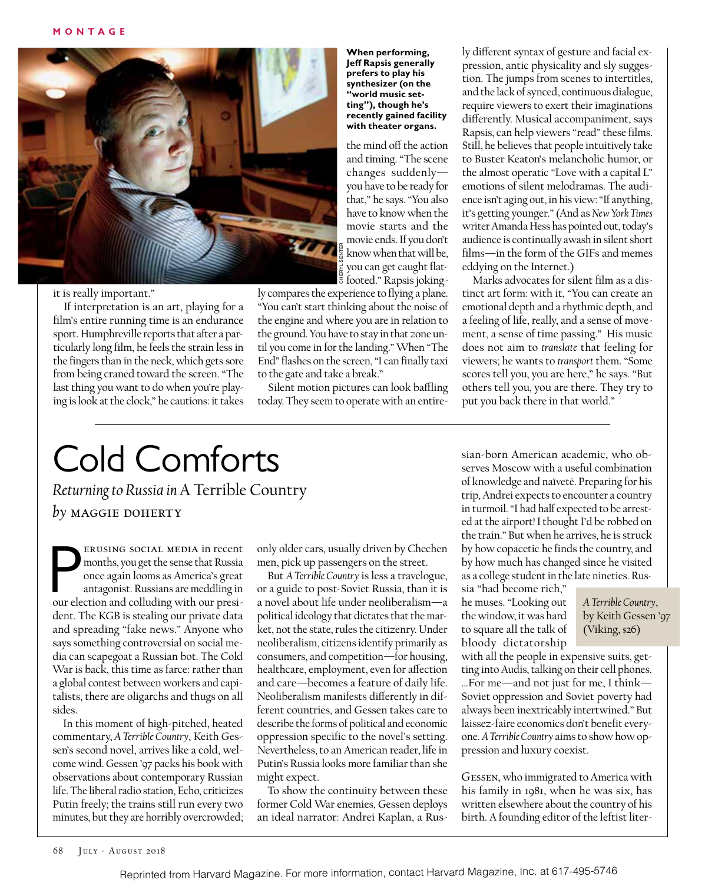it is really important."

If interpretation is an art, playing for a film's entire running time is an endurance sport. Humphreville reports that after a particularly long film, he feels the strain less in the fingers than in the neck, which gets sore from being craned toward the screen. "The last thing you want to do when you're playing is look at the clock," he cautions: it takes the mind off the action and timing. "The scene changes suddenly—you have to be ready for that," he says. "You also have to know when the movie starts and the movie ends. If you don't know when that will be, you can get caught flat-footed." Rapsis jokingly compares the experience to flying a plane. "You can't start thinking about the noise of the engine and where you are in relation to the ground. You have to stay in that zone until you come in for the landing." When "The End" flashes on the screen, "I can finally taxi to the gate and take a break."

**When performing, Jeff Rapsis generally prefers to play his synthesizer (on the "world music setting"), though he's recently gained facility with theater organs.**

Silent motion pictures can look baffling today. They seem to operate with an entirely different syntax of gesture and facial expression, antic physicality and sly suggestion. The jumps from scenes to intertitles, and the lack of synced, continuous dialogue, require viewers to exert their imaginations differently. Musical accompaniment, says Rapsis, can help viewers "read" these films. Still, he believes that people intuitively take to Buster Keaton's melancholic humor, or the almost operatic "Love with a capital L" emotions of silent melodramas. The audience isn't aging out, in his view: "If anything, it's getting younger." (And as *New York Times* writer Amanda Hess has pointed out, today's audience is continually awash in silent short films—in the form of the GIFs and memes eddying on the Internet.)

Marks advocates for silent film as a distinct art form: with it, "You can create an emotional depth and a rhythmic depth, and a feeling of life, really, and a sense of movement, a sense of time passing." His music does not aim to *translate* that feeling for viewers; he wants to *transport* them. "Some scores tell you, you are here," he says. "But others tell you, you are there. They try to put you back there in that world."

# Cold Comforts

*Returning to Russia in* A Terrible Country

*by* MAGGIE DOHERTY

Perusing social media in recent months, you get the sense that Russia once again looms as America's great antagonist. Russians are meddling in our election and colluding with our president. The KGB is stealing our private data and spreading "fake news." Anyone who says something controversial on social media can scapegoat a Russian bot. The Cold War is back, this time as farce: rather than a global contest between workers and capitalists, there are oligarchs and thugs on all sides.

In this moment of high-pitched, heated commentary, *A Terrible Country*, Keith Gessen's second novel, arrives like a cold, welcome wind. Gessen '97 packs his book with observations about contemporary Russian life. The liberal radio station, Echo, criticizes Putin freely; the trains still run every two minutes, but they are horribly overcrowded; only older cars, usually driven by Chechen men, pick up passengers on the street.

But *A Terrible Country* is less a travelogue, or a guide to post-Soviet Russia, than it is a novel about life under neoliberalism—a political ideology that dictates that the market, not the state, rules the citizenry. Under neoliberalism, citizens identify primarily as consumers, and competition—for housing, healthcare, employment, even for affection and care—becomes a feature of daily life. Neoliberalism manifests differently in different countries, and Gessen takes care to describe the forms of political and economic oppression specific to the novel's setting. Nevertheless, to an American reader, life in Putin's Russia looks more familiar than she might expect.

To show the continuity between these former Cold War enemies, Gessen deploys an ideal narrator: Andrei Kaplan, a Russian-born American academic, who observes Moscow with a useful combination of knowledge and naïveté. Preparing for his trip, Andrei expects to encounter a country in turmoil. "I had half expected to be arrested at the airport! I thought I'd be robbed on the train." But when he arrives, he is struck by how copacetic he finds the country, and by how much has changed since he visited as a college student in the late nineties. Russia "had become rich," he muses. "Looking out the window, it was hard to square all the talk of bloody dictatorship with all the people in expensive suits, getting into Audis, talking on their cell phones. ...For me—and not just for me, I think—Soviet oppression and Soviet poverty had always been inextricably intertwined." But laissez-faire economics don't benefit everyone. *A Terrible Country* aims to show how oppression and luxury coexist.

*A Terrible Country*, by Keith Gessen '97 (Viking, $26)

Gessen, who immigrated to America with his family in 1981, when he was six, has written elsewhere about the country of his birth. A founding editor of the leftist liter-

Reprinted from Harvard Magazine. For more information, contact Harvard Magazine, Inc. at 617-495-5746